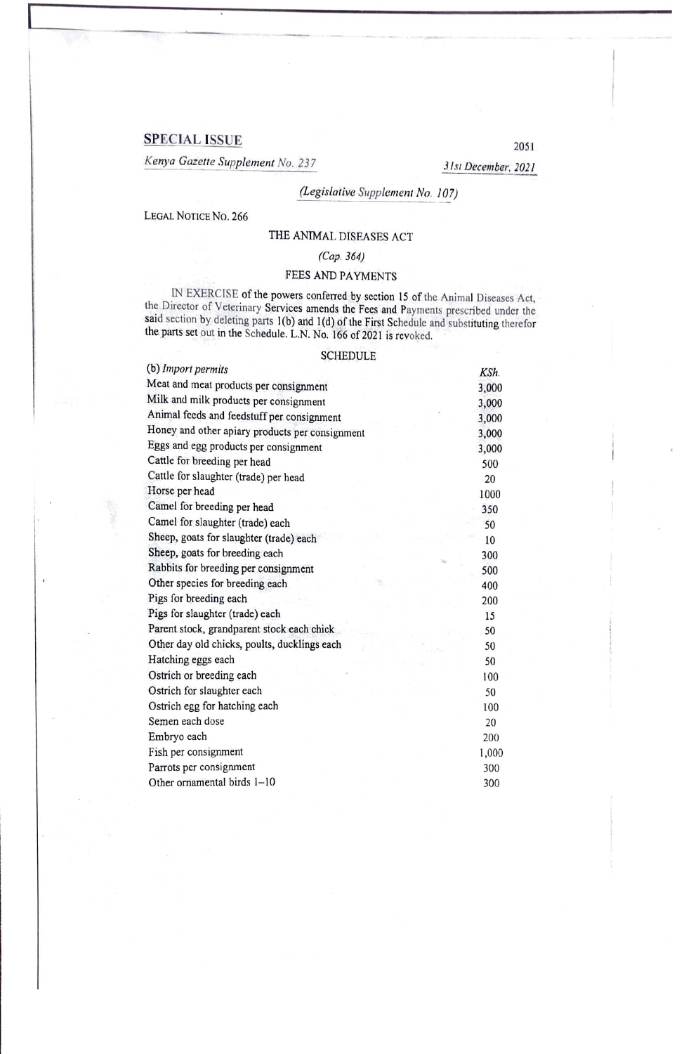SPECIAL ISSUE

*Kenya Gazette Supplement No. 237* — *31st December, 2021*

*(Legislative Supplement No. 107)*

LEGAL NOTICE NO. 266

## THE ANIMAL DISEASES ACT

*(Cap. 364)*

### FEES AND PAYMENTS

IN EXERCISE of the powers conferred by section 15 of the Animal Diseases Act, the Director of Veterinary Services amends the Fees and Payments prescribed under the said section by deleting parts 1(b) and 1(d) of the First Schedule and substituting therefor the parts set out in the Schedule. L.N. No. 166 of 2021 is revoked.

SCHEDULE

| (b) *Import permits* | *KSh.* |
|---|---|
| Meat and meat products per consignment | 3,000 |
| Milk and milk products per consignment | 3,000 |
| Animal feeds and feedstuff per consignment | 3,000 |
| Honey and other apiary products per consignment | 3,000 |
| Eggs and egg products per consignment | 3,000 |
| Cattle for breeding per head | 500 |
| Cattle for slaughter (trade) per head | 20 |
| Horse per head | 1000 |
| Camel for breeding per head | 350 |
| Camel for slaughter (trade) each | 50 |
| Sheep, goats for slaughter (trade) each | 10 |
| Sheep, goats for breeding each | 300 |
| Rabbits for breeding per consignment | 500 |
| Other species for breeding each | 400 |
| Pigs for breeding each | 200 |
| Pigs for slaughter (trade) each | 15 |
| Parent stock, grandparent stock each chick | 50 |
| Other day old chicks, poults, ducklings each | 50 |
| Hatching eggs each | 50 |
| Ostrich or breeding each | 100 |
| Ostrich for slaughter each | 50 |
| Ostrich egg for hatching each | 100 |
| Semen each dose | 20 |
| Embryo each | 200 |
| Fish per consignment | 1,000 |
| Parrots per consignment | 300 |
| Other ornamental birds 1–10 | 300 |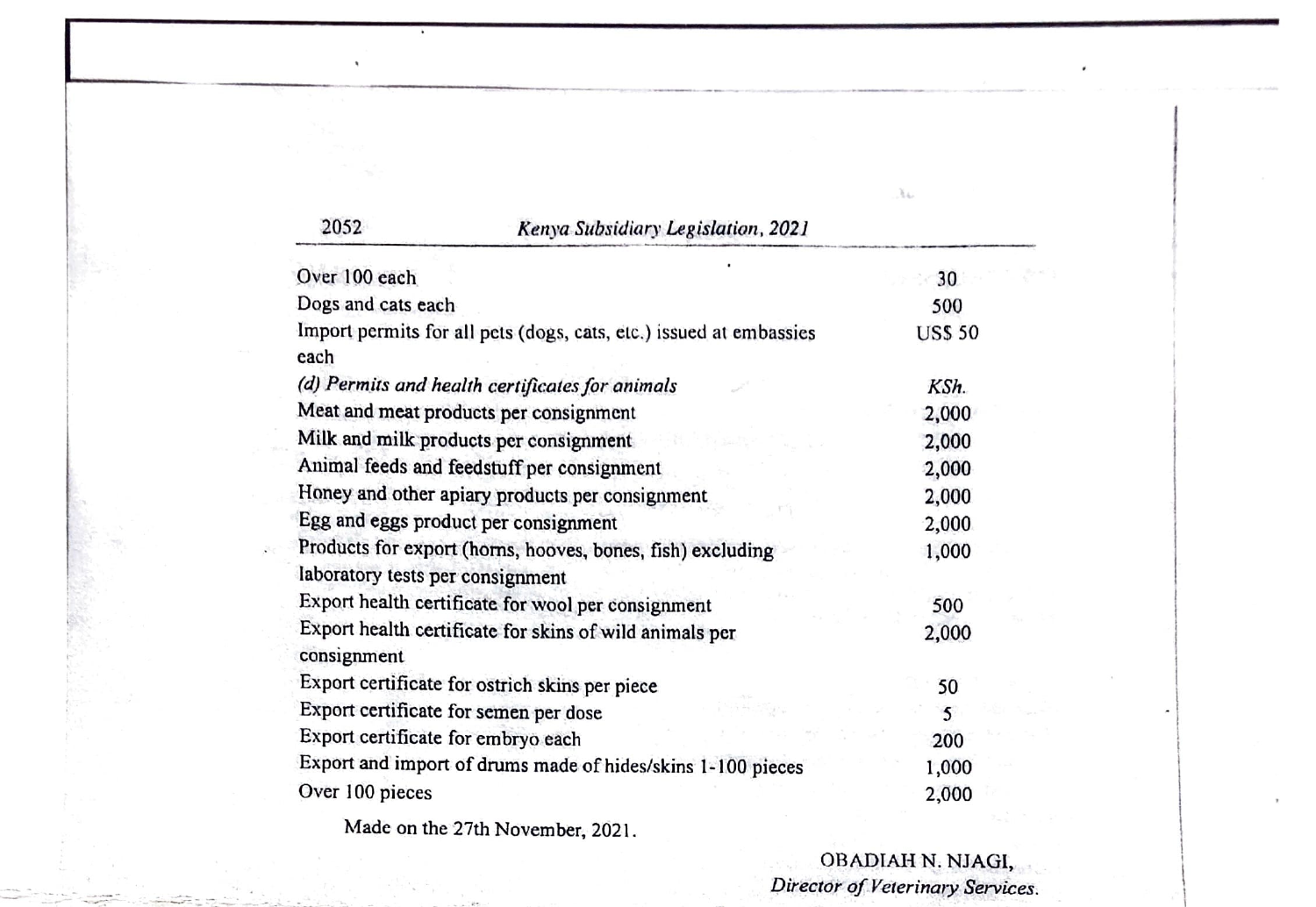| | |
|---|---|
| Over 100 each | 30 |
| Dogs and cats each | 500 |
| Import permits for all pets (dogs, cats, etc.) issued at embassies each | US$ 50 |
| *(d) Permits and health certificates for animals* | *KSh.* |
| Meat and meat products per consignment | 2,000 |
| Milk and milk products per consignment | 2,000 |
| Animal feeds and feedstuff per consignment | 2,000 |
| Honey and other apiary products per consignment | 2,000 |
| Egg and eggs product per consignment | 2,000 |
| Products for export (horns, hooves, bones, fish) excluding laboratory tests per consignment | 1,000 |
| Export health certificate for wool per consignment | 500 |
| Export health certificate for skins of wild animals per consignment | 2,000 |
| Export certificate for ostrich skins per piece | 50 |
| Export certificate for semen per dose | 5 |
| Export certificate for embryo each | 200 |
| Export and import of drums made of hides/skins 1-100 pieces | 1,000 |
| Over 100 pieces | 2,000 |

Made on the 27th November, 2021.

OBADIAH N. NJAGI,
*Director of Veterinary Services.*